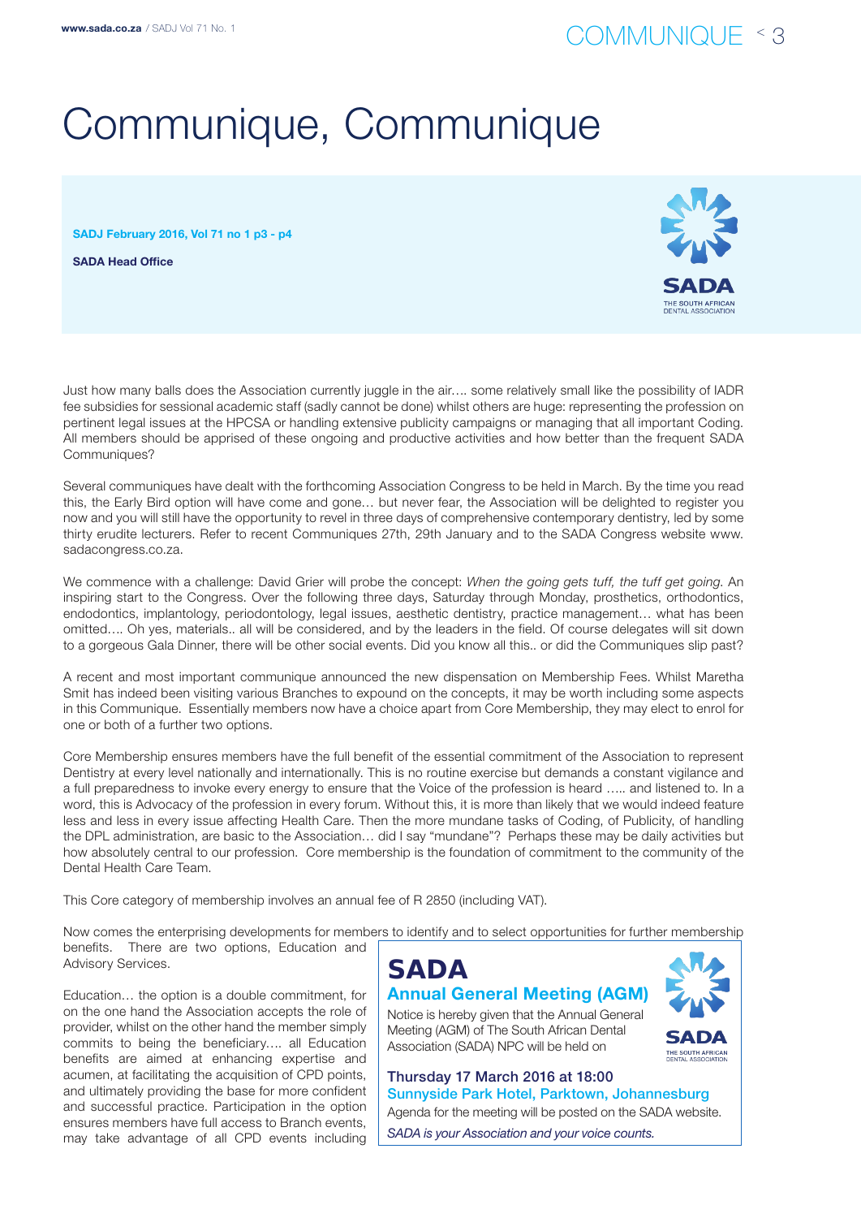# Communique, Communique

**SADJ February 2016, Vol 71 no 1 p3 - p4**

**SADA Head Office**

Just how many balls does the Association currently juggle in the air…. some relatively small like the possibility of IADR fee subsidies for sessional academic staff (sadly cannot be done) whilst others are huge: representing the profession on pertinent legal issues at the HPCSA or handling extensive publicity campaigns or managing that all important Coding. All members should be apprised of these ongoing and productive activities and how better than the frequent SADA Communiques?

Several communiques have dealt with the forthcoming Association Congress to be held in March. By the time you read this, the Early Bird option will have come and gone… but never fear, the Association will be delighted to register you now and you will still have the opportunity to revel in three days of comprehensive contemporary dentistry, led by some thirty erudite lecturers. Refer to recent Communiques 27th, 29th January and to the SADA Congress website www.sadacongress.co.za.

We commence with a challenge: David Grier will probe the concept: *When the going gets tuff, the tuff get going*. An inspiring start to the Congress. Over the following three days, Saturday through Monday, prosthetics, orthodontics, endodontics, implantology, periodontology, legal issues, aesthetic dentistry, practice management… what has been omitted…. Oh yes, materials.. all will be considered, and by the leaders in the field. Of course delegates will sit down to a gorgeous Gala Dinner, there will be other social events. Did you know all this.. or did the Communiques slip past?

A recent and most important communique announced the new dispensation on Membership Fees. Whilst Maretha Smit has indeed been visiting various Branches to expound on the concepts, it may be worth including some aspects in this Communique. Essentially members now have a choice apart from Core Membership, they may elect to enrol for one or both of a further two options.

Core Membership ensures members have the full benefit of the essential commitment of the Association to represent Dentistry at every level nationally and internationally. This is no routine exercise but demands a constant vigilance and a full preparedness to invoke every energy to ensure that the Voice of the profession is heard ….. and listened to. In a word, this is Advocacy of the profession in every forum. Without this, it is more than likely that we would indeed feature less and less in every issue affecting Health Care. Then the more mundane tasks of Coding, of Publicity, of handling the DPL administration, are basic to the Association… did I say "mundane"? Perhaps these may be daily activities but how absolutely central to our profession. Core membership is the foundation of commitment to the community of the Dental Health Care Team.

This Core category of membership involves an annual fee of R 2850 (including VAT).

Now comes the enterprising developments for members to identify and to select opportunities for further membership benefits. There are two options, Education and Advisory Services.

Education… the option is a double commitment, for on the one hand the Association accepts the role of provider, whilst on the other hand the member simply commits to being the beneficiary…. all Education benefits are aimed at enhancing expertise and acumen, at facilitating the acquisition of CPD points, and ultimately providing the base for more confident and successful practice. Participation in the option ensures members have full access to Branch events, may take advantage of all CPD events including

---

**SADA**

**Annual General Meeting (AGM)**

Notice is hereby given that the Annual General Meeting (AGM) of The South African Dental Association (SADA) NPC will be held on

**Thursday 17 March 2016 at 18:00**

**Sunnyside Park Hotel, Parktown, Johannesburg**

Agenda for the meeting will be posted on the SADA website.

*SADA is your Association and your voice counts.*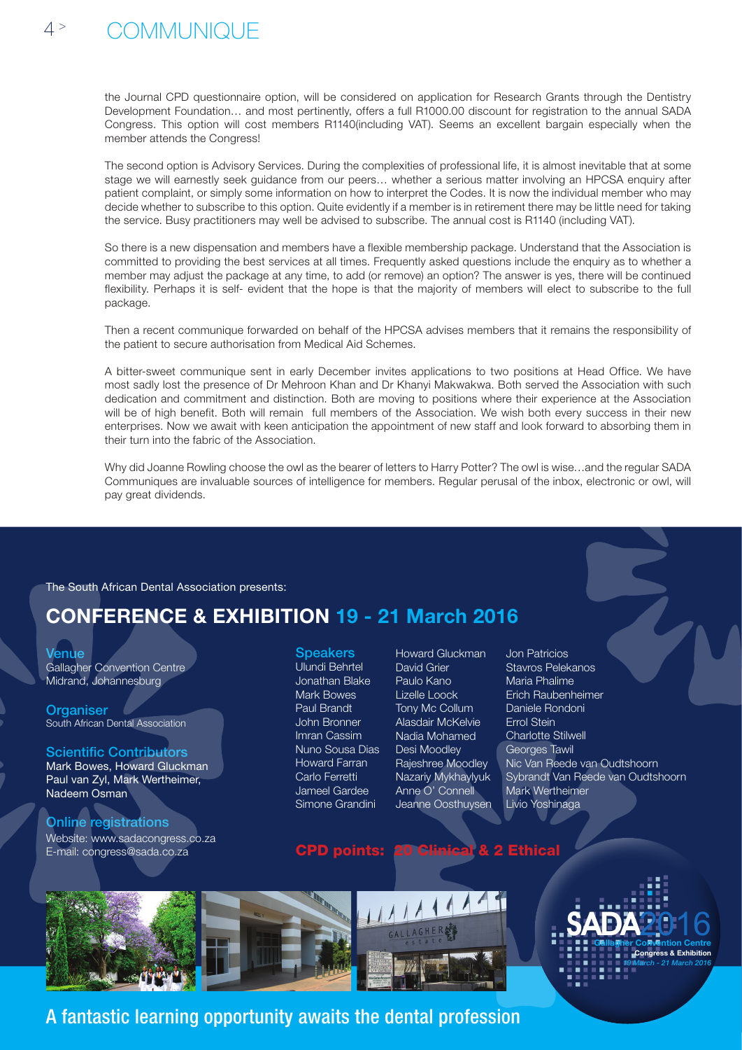the Journal CPD questionnaire option, will be considered on application for Research Grants through the Dentistry Development Foundation… and most pertinently, offers a full R1000.00 discount for registration to the annual SADA Congress. This option will cost members R1140(including VAT). Seems an excellent bargain especially when the member attends the Congress!

The second option is Advisory Services. During the complexities of professional life, it is almost inevitable that at some stage we will earnestly seek guidance from our peers… whether a serious matter involving an HPCSA enquiry after patient complaint, or simply some information on how to interpret the Codes. It is now the individual member who may decide whether to subscribe to this option. Quite evidently if a member is in retirement there may be little need for taking the service. Busy practitioners may well be advised to subscribe. The annual cost is R1140 (including VAT).

So there is a new dispensation and members have a flexible membership package. Understand that the Association is committed to providing the best services at all times. Frequently asked questions include the enquiry as to whether a member may adjust the package at any time, to add (or remove) an option? The answer is yes, there will be continued flexibility. Perhaps it is self- evident that the hope is that the majority of members will elect to subscribe to the full package.

Then a recent communique forwarded on behalf of the HPCSA advises members that it remains the responsibility of the patient to secure authorisation from Medical Aid Schemes.

A bitter-sweet communique sent in early December invites applications to two positions at Head Office. We have most sadly lost the presence of Dr Mehroon Khan and Dr Khanyi Makwakwa. Both served the Association with such dedication and commitment and distinction. Both are moving to positions where their experience at the Association will be of high benefit. Both will remain full members of the Association. We wish both every success in their new enterprises. Now we await with keen anticipation the appointment of new staff and look forward to absorbing them in their turn into the fabric of the Association.

Why did Joanne Rowling choose the owl as the bearer of letters to Harry Potter? The owl is wise…and the regular SADA Communiques are invaluable sources of intelligence for members. Regular perusal of the inbox, electronic or owl, will pay great dividends.

The South African Dental Association presents:

## CONFERENCE & EXHIBITION 19 - 21 March 2016

**Venue**
Gallagher Convention Centre
Midrand, Johannesburg

**Organiser**
South African Dental Association

**Scientific Contributors**
Mark Bowes, Howard Gluckman
Paul van Zyl, Mark Wertheimer,
Nadeem Osman

**Online registrations**
Website: www.sadacongress.co.za
E-mail: congress@sada.co.za

**Speakers**
Ulundi Behrtel
Jonathan Blake
Mark Bowes
Paul Brandt
John Bronner
Imran Cassim
Nuno Sousa Dias
Howard Farran
Carlo Ferretti
Jameel Gardee
Simone Grandini
Howard Gluckman
David Grier
Paulo Kano
Lizelle Loock
Tony Mc Collum
Alasdair McKelvie
Nadia Mohamed
Desi Moodley
Rajeshree Moodley
Nazariy Mykhaylyuk
Anne O' Connell
Jeanne Oosthuysen
Jon Patricios
Stavros Pelekanos
Maria Phalime
Erich Raubenheimer
Daniele Rondoni
Errol Stein
Charlotte Stilwell
Georges Tawil
Nic Van Reede van Oudtshoorn
Sybrandt Van Reede van Oudtshoorn
Mark Wertheimer
Livio Yoshinaga

**CPD points: 20 Clinical & 2 Ethical**

SADA2016
Gallagher Convention Centre
Congress & Exhibition
19 March - 21 March 2016

A fantastic learning opportunity awaits the dental profession